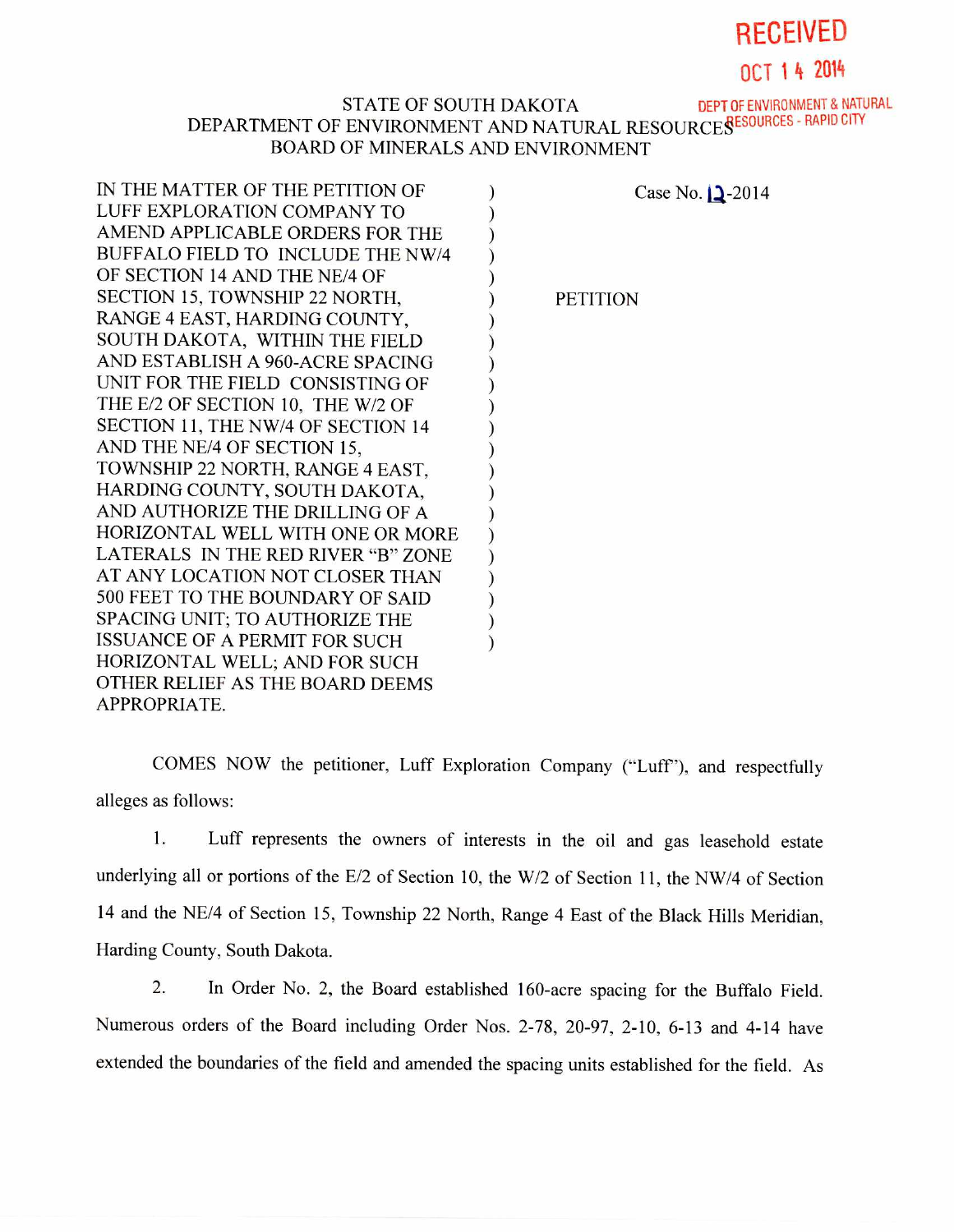RECEIVED

OCT 14 2014

DEPT OF ENVIRONMENT & NATURAL RESOURCES - RAPID CITY

STATE OF SOUTH DAKOTA
DEPARTMENT OF ENVIRONMENT AND NATURAL RESOURCES
BOARD OF MINERALS AND ENVIRONMENT

IN THE MATTER OF THE PETITION OF LUFF EXPLORATION COMPANY TO AMEND APPLICABLE ORDERS FOR THE BUFFALO FIELD TO INCLUDE THE NW/4 OF SECTION 14 AND THE NE/4 OF SECTION 15, TOWNSHIP 22 NORTH, RANGE 4 EAST, HARDING COUNTY, SOUTH DAKOTA, WITHIN THE FIELD AND ESTABLISH A 960-ACRE SPACING UNIT FOR THE FIELD CONSISTING OF THE E/2 OF SECTION 10, THE W/2 OF SECTION 11, THE NW/4 OF SECTION 14 AND THE NE/4 OF SECTION 15, TOWNSHIP 22 NORTH, RANGE 4 EAST, HARDING COUNTY, SOUTH DAKOTA, AND AUTHORIZE THE DRILLING OF A HORIZONTAL WELL WITH ONE OR MORE LATERALS IN THE RED RIVER "B" ZONE AT ANY LOCATION NOT CLOSER THAN 500 FEET TO THE BOUNDARY OF SAID SPACING UNIT; TO AUTHORIZE THE ISSUANCE OF A PERMIT FOR SUCH HORIZONTAL WELL; AND FOR SUCH OTHER RELIEF AS THE BOARD DEEMS APPROPRIATE.

Case No. 12-2014

PETITION

COMES NOW the petitioner, Luff Exploration Company ("Luff"), and respectfully alleges as follows:

1. Luff represents the owners of interests in the oil and gas leasehold estate underlying all or portions of the E/2 of Section 10, the W/2 of Section 11, the NW/4 of Section 14 and the NE/4 of Section 15, Township 22 North, Range 4 East of the Black Hills Meridian, Harding County, South Dakota.

2. In Order No. 2, the Board established 160-acre spacing for the Buffalo Field. Numerous orders of the Board including Order Nos. 2-78, 20-97, 2-10, 6-13 and 4-14 have extended the boundaries of the field and amended the spacing units established for the field. As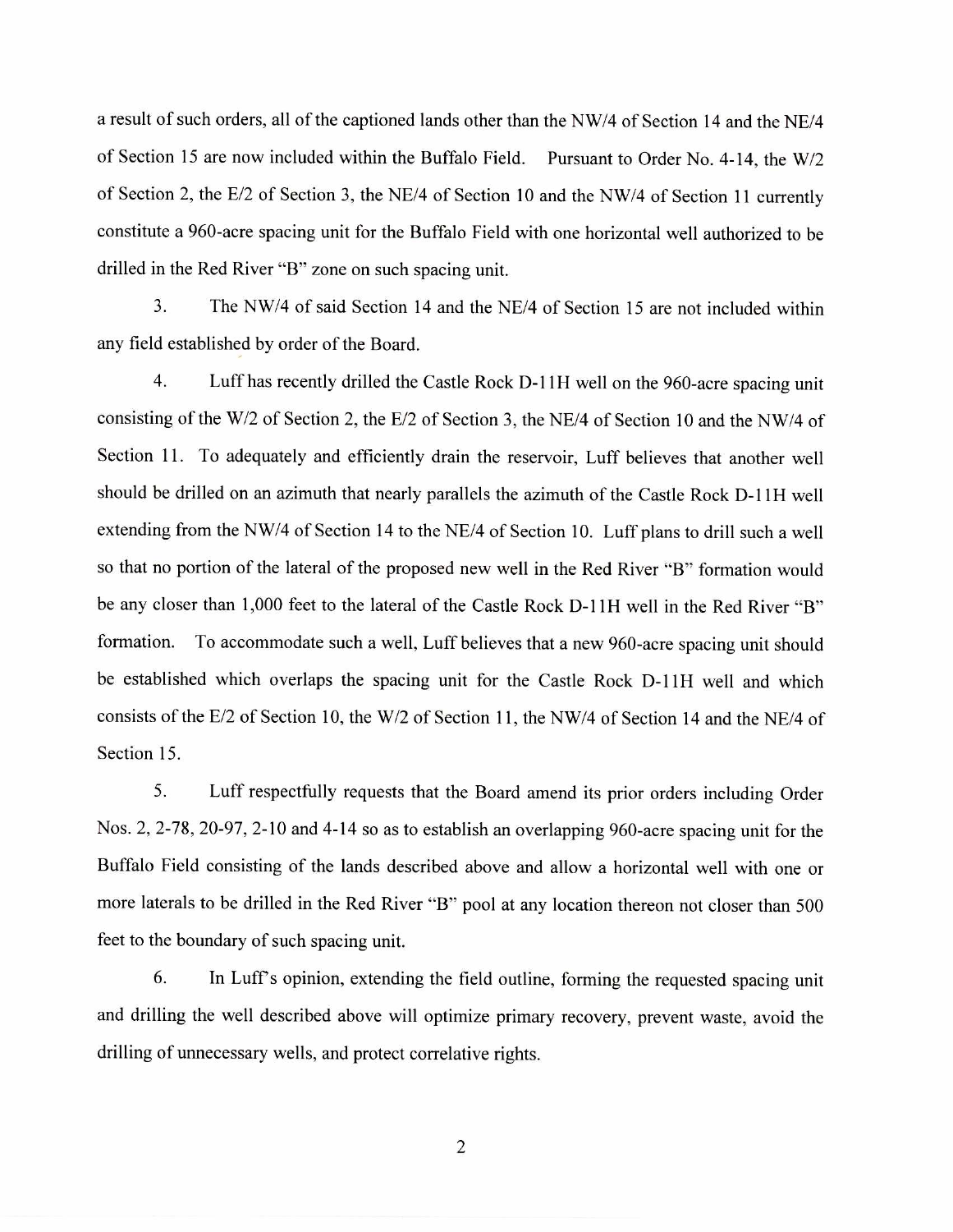a result of such orders, all of the captioned lands other than the NW/4 of Section 14 and the NE/4 of Section 15 are now included within the Buffalo Field. Pursuant to Order No. 4-14, the W/2 of Section 2, the E/2 of Section 3, the NE/4 of Section 10 and the NW/4 of Section 11 currently constitute a 960-acre spacing unit for the Buffalo Field with one horizontal well authorized to be drilled in the Red River "B" zone on such spacing unit.

3. The NW/4 of said Section 14 and the NE/4 of Section 15 are not included within any field established by order of the Board.

4. Luff has recently drilled the Castle Rock D-11H well on the 960-acre spacing unit consisting of the W/2 of Section 2, the E/2 of Section 3, the NE/4 of Section 10 and the NW/4 of Section 11. To adequately and efficiently drain the reservoir, Luff believes that another well should be drilled on an azimuth that nearly parallels the azimuth of the Castle Rock D-11H well extending from the NW/4 of Section 14 to the NE/4 of Section 10. Luff plans to drill such a well so that no portion of the lateral of the proposed new well in the Red River "B" formation would be any closer than 1,000 feet to the lateral of the Castle Rock D-11H well in the Red River "B" formation. To accommodate such a well, Luff believes that a new 960-acre spacing unit should be established which overlaps the spacing unit for the Castle Rock D-11H well and which consists of the E/2 of Section 10, the W/2 of Section 11, the NW/4 of Section 14 and the NE/4 of Section 15.

5. Luff respectfully requests that the Board amend its prior orders including Order Nos. 2, 2-78, 20-97, 2-10 and 4-14 so as to establish an overlapping 960-acre spacing unit for the Buffalo Field consisting of the lands described above and allow a horizontal well with one or more laterals to be drilled in the Red River "B" pool at any location thereon not closer than 500 feet to the boundary of such spacing unit.

6. In Luff's opinion, extending the field outline, forming the requested spacing unit and drilling the well described above will optimize primary recovery, prevent waste, avoid the drilling of unnecessary wells, and protect correlative rights.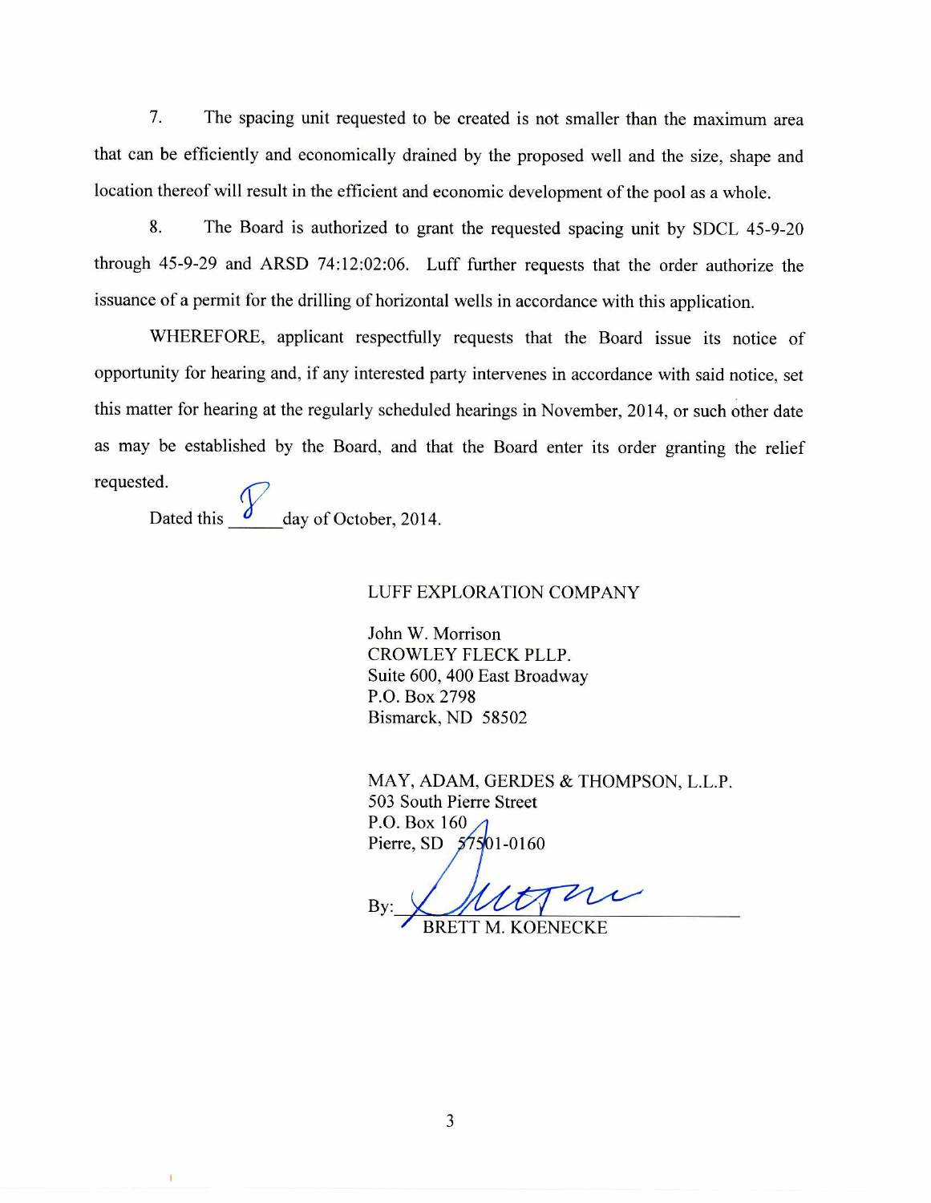7. The spacing unit requested to be created is not smaller than the maximum area that can be efficiently and economically drained by the proposed well and the size, shape and location thereof will result in the efficient and economic development of the pool as a whole.

8. The Board is authorized to grant the requested spacing unit by SDCL 45-9-20 through 45-9-29 and ARSD 74:12:02:06. Luff further requests that the order authorize the issuance of a permit for the drilling of horizontal wells in accordance with this application.

WHEREFORE, applicant respectfully requests that the Board issue its notice of opportunity for hearing and, if any interested party intervenes in accordance with said notice, set this matter for hearing at the regularly scheduled hearings in November, 2014, or such other date as may be established by the Board, and that the Board enter its order granting the relief requested.

Dated this 8 day of October, 2014.

LUFF EXPLORATION COMPANY

John W. Morrison
CROWLEY FLECK PLLP.
Suite 600, 400 East Broadway
P.O. Box 2798
Bismarck, ND 58502

MAY, ADAM, GERDES & THOMPSON, L.L.P.
503 South Pierre Street
P.O. Box 160
Pierre, SD 57501-0160

By: ______________________
BRETT M. KOENECKE